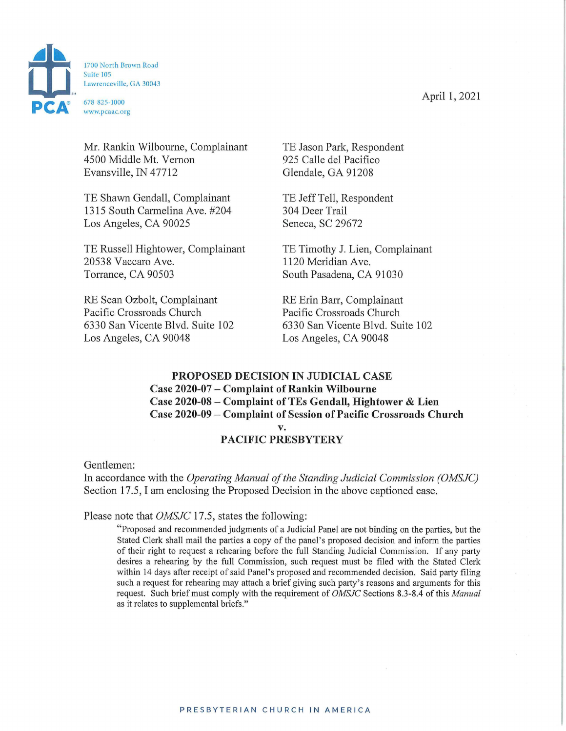1700 North Brown Road
Suite 105
Lawrenceville, GA 30043

678 825-1000
www.pcaac.org

April 1, 2021

Mr. Rankin Wilbourne, Complainant
4500 Middle Mt. Vernon
Evansville, IN 47712

TE Jason Park, Respondent
925 Calle del Pacifico
Glendale, GA 91208

TE Shawn Gendall, Complainant
1315 South Carmelina Ave. #204
Los Angeles, CA 90025

TE Jeff Tell, Respondent
304 Deer Trail
Seneca, SC 29672

TE Russell Hightower, Complainant
20538 Vaccaro Ave.
Torrance, CA 90503

TE Timothy J. Lien, Complainant
1120 Meridian Ave.
South Pasadena, CA 91030

RE Sean Ozbolt, Complainant
Pacific Crossroads Church
6330 San Vicente Blvd. Suite 102
Los Angeles, CA 90048

RE Erin Barr, Complainant
Pacific Crossroads Church
6330 San Vicente Blvd. Suite 102
Los Angeles, CA 90048

**PROPOSED DECISION IN JUDICIAL CASE**
**Case 2020-07 – Complaint of Rankin Wilbourne**
**Case 2020-08 – Complaint of TEs Gendall, Hightower & Lien**
**Case 2020-09 – Complaint of Session of Pacific Crossroads Church**
**v.**
**PACIFIC PRESBYTERY**

Gentlemen:

In accordance with the *Operating Manual of the Standing Judicial Commission (OMSJC)* Section 17.5, I am enclosing the Proposed Decision in the above captioned case.

Please note that *OMSJC* 17.5, states the following:

> "Proposed and recommended judgments of a Judicial Panel are not binding on the parties, but the Stated Clerk shall mail the parties a copy of the panel's proposed decision and inform the parties of their right to request a rehearing before the full Standing Judicial Commission. If any party desires a rehearing by the full Commission, such request must be filed with the Stated Clerk within 14 days after receipt of said Panel's proposed and recommended decision. Said party filing such a request for rehearing may attach a brief giving such party's reasons and arguments for this request. Such brief must comply with the requirement of *OMSJC* Sections 8.3-8.4 of this *Manual* as it relates to supplemental briefs."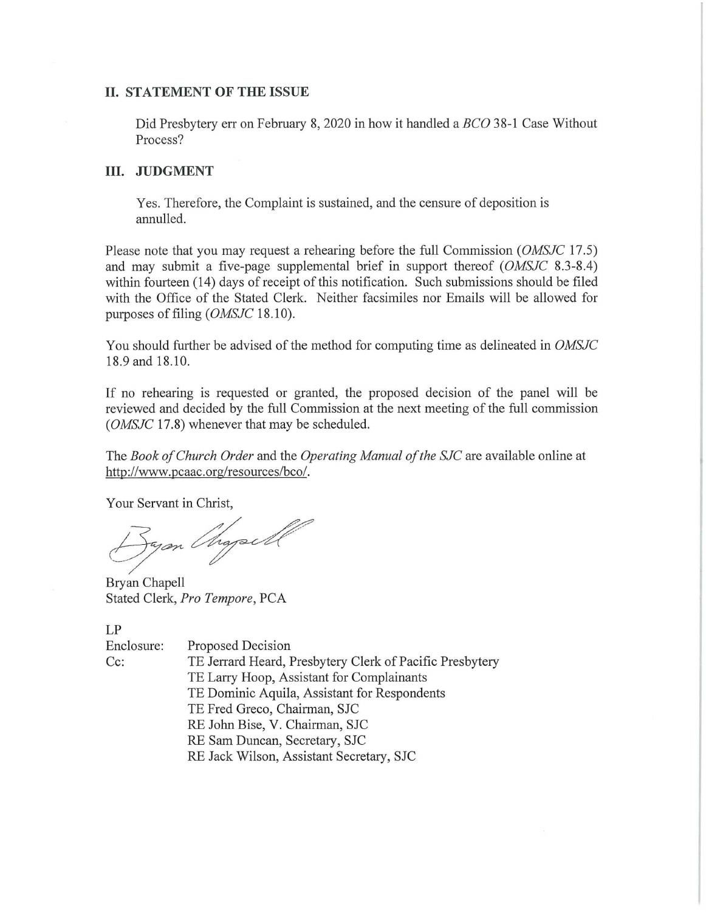## II. STATEMENT OF THE ISSUE

Did Presbytery err on February 8, 2020 in how it handled a *BCO* 38-1 Case Without Process?

## III. JUDGMENT

Yes. Therefore, the Complaint is sustained, and the censure of deposition is annulled.

Please note that you may request a rehearing before the full Commission (*OMSJC* 17.5) and may submit a five-page supplemental brief in support thereof (*OMSJC* 8.3-8.4) within fourteen (14) days of receipt of this notification. Such submissions should be filed with the Office of the Stated Clerk. Neither facsimiles nor Emails will be allowed for purposes of filing (*OMSJC* 18.10).

You should further be advised of the method for computing time as delineated in *OMSJC* 18.9 and 18.10.

If no rehearing is requested or granted, the proposed decision of the panel will be reviewed and decided by the full Commission at the next meeting of the full commission (*OMSJC* 17.8) whenever that may be scheduled.

The *Book of Church Order* and the *Operating Manual of the SJC* are available online at http://www.pcaac.org/resources/bco/.

Your Servant in Christ,

Bryan Chapell
Stated Clerk, *Pro Tempore*, PCA

LP

Enclosure: Proposed Decision

Cc:
- TE Jerrard Heard, Presbytery Clerk of Pacific Presbytery
- TE Larry Hoop, Assistant for Complainants
- TE Dominic Aquila, Assistant for Respondents
- TE Fred Greco, Chairman, SJC
- RE John Bise, V. Chairman, SJC
- RE Sam Duncan, Secretary, SJC
- RE Jack Wilson, Assistant Secretary, SJC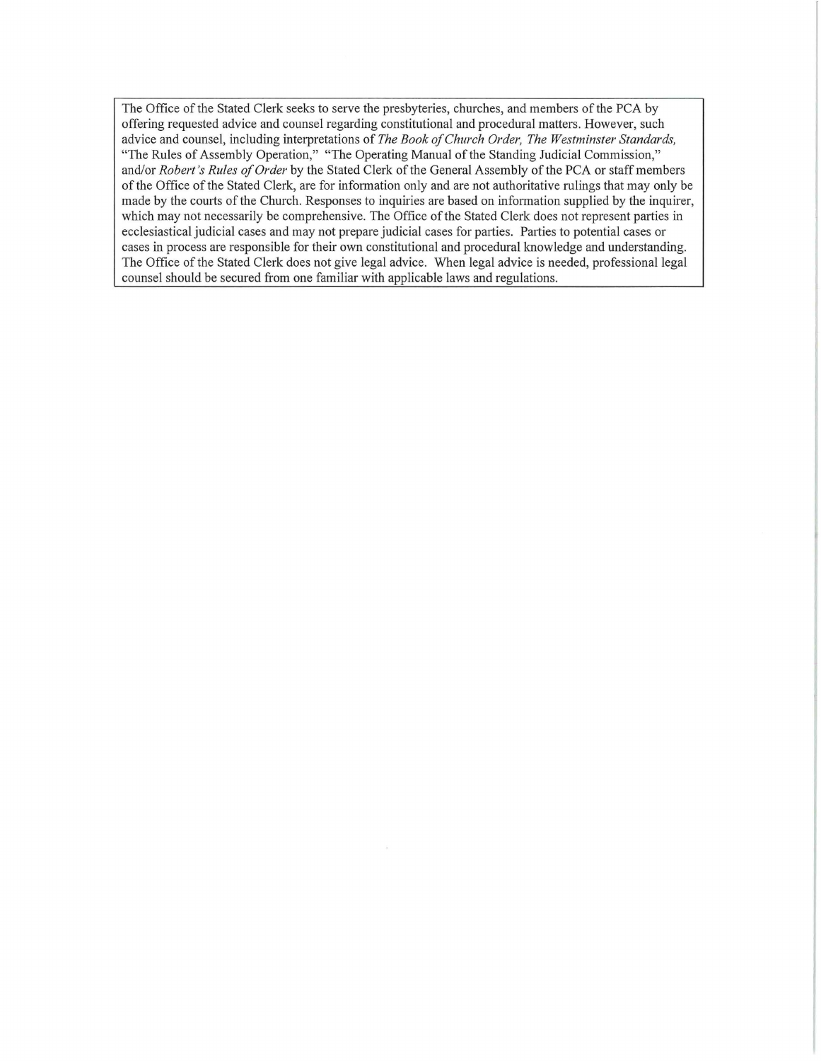The Office of the Stated Clerk seeks to serve the presbyteries, churches, and members of the PCA by offering requested advice and counsel regarding constitutional and procedural matters. However, such advice and counsel, including interpretations of *The Book of Church Order, The Westminster Standards,* "The Rules of Assembly Operation," "The Operating Manual of the Standing Judicial Commission," and/or *Robert's Rules of Order* by the Stated Clerk of the General Assembly of the PCA or staff members of the Office of the Stated Clerk, are for information only and are not authoritative rulings that may only be made by the courts of the Church. Responses to inquiries are based on information supplied by the inquirer, which may not necessarily be comprehensive. The Office of the Stated Clerk does not represent parties in ecclesiastical judicial cases and may not prepare judicial cases for parties. Parties to potential cases or cases in process are responsible for their own constitutional and procedural knowledge and understanding. The Office of the Stated Clerk does not give legal advice. When legal advice is needed, professional legal counsel should be secured from one familiar with applicable laws and regulations.